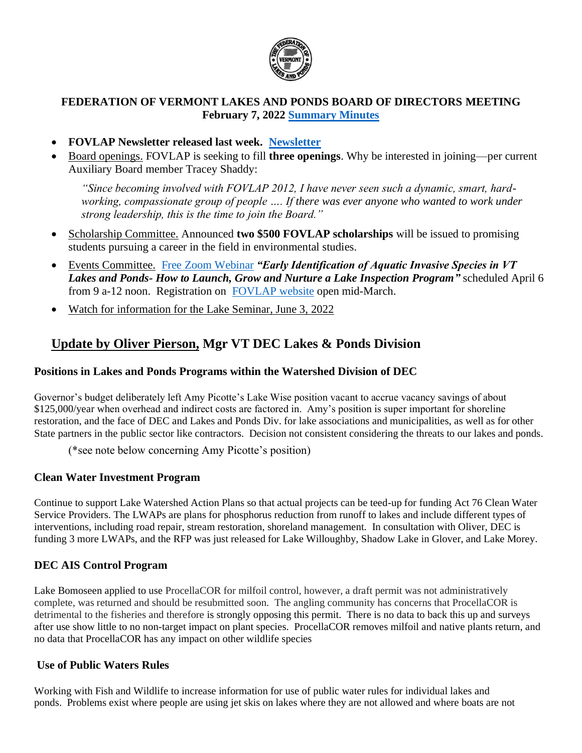**FEDERATION OF VERMONT LAKES AND PONDS BOARD OF DIRECTORS MEETING**
**February 7, 2022 Summary Minutes**

- **FOVLAP Newsletter released last week. Newsletter**
- Board openings. FOVLAP is seeking to fill **three openings**. Why be interested in joining—per current Auxiliary Board member Tracey Shaddy:

  > *"Since becoming involved with FOVLAP 2012, I have never seen such a dynamic, smart, hard-working, compassionate group of people …. If there was ever anyone who wanted to work under strong leadership, this is the time to join the Board."*

- Scholarship Committee. Announced **two $500 FOVLAP scholarships** will be issued to promising students pursuing a career in the field in environmental studies.
- Events Committee. Free Zoom Webinar ***"Early Identification of Aquatic Invasive Species in VT Lakes and Ponds- How to Launch, Grow and Nurture a Lake Inspection Program"*** scheduled April 6 from 9 a-12 noon. Registration on FOVLAP website open mid-March.
- Watch for information for the Lake Seminar, June 3, 2022

## Update by Oliver Pierson, Mgr VT DEC Lakes & Ponds Division

### Positions in Lakes and Ponds Programs within the Watershed Division of DEC

Governor's budget deliberately left Amy Picotte's Lake Wise position vacant to accrue vacancy savings of about $125,000/year when overhead and indirect costs are factored in. Amy's position is super important for shoreline restoration, and the face of DEC and Lakes and Ponds Div. for lake associations and municipalities, as well as for other State partners in the public sector like contractors. Decision not consistent considering the threats to our lakes and ponds.

(*see note below concerning Amy Picotte's position)

### Clean Water Investment Program

Continue to support Lake Watershed Action Plans so that actual projects can be teed-up for funding Act 76 Clean Water Service Providers. The LWAPs are plans for phosphorus reduction from runoff to lakes and include different types of interventions, including road repair, stream restoration, shoreland management. In consultation with Oliver, DEC is funding 3 more LWAPs, and the RFP was just released for Lake Willoughby, Shadow Lake in Glover, and Lake Morey.

### DEC AIS Control Program

Lake Bomoseen applied to use ProcellaCOR for milfoil control, however, a draft permit was not administratively complete, was returned and should be resubmitted soon. The angling community has concerns that ProcellaCOR is detrimental to the fisheries and therefore is strongly opposing this permit. There is no data to back this up and surveys after use show little to no non-target impact on plant species. ProcellaCOR removes milfoil and native plants return, and no data that ProcellaCOR has any impact on other wildlife species

### Use of Public Waters Rules

Working with Fish and Wildlife to increase information for use of public water rules for individual lakes and ponds. Problems exist where people are using jet skis on lakes where they are not allowed and where boats are not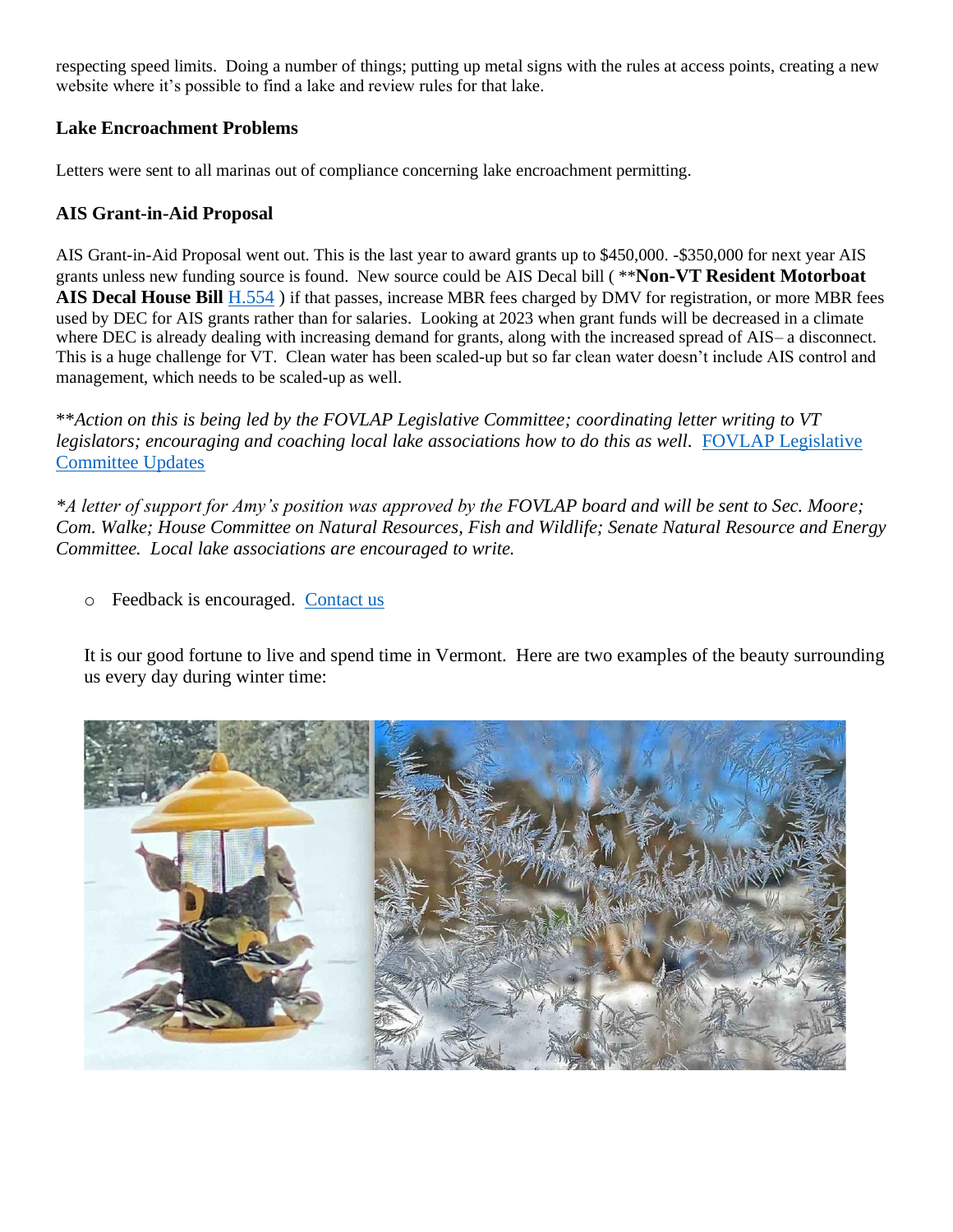respecting speed limits. Doing a number of things; putting up metal signs with the rules at access points, creating a new website where it's possible to find a lake and review rules for that lake.

### Lake Encroachment Problems

Letters were sent to all marinas out of compliance concerning lake encroachment permitting.

### AIS Grant-in-Aid Proposal

AIS Grant-in-Aid Proposal went out. This is the last year to award grants up to $450,000. -$350,000 for next year AIS grants unless new funding source is found. New source could be AIS Decal bill ( **Non-VT Resident Motorboat AIS Decal House Bill** H.554 ) if that passes, increase MBR fees charged by DMV for registration, or more MBR fees used by DEC for AIS grants rather than for salaries. Looking at 2023 when grant funds will be decreased in a climate where DEC is already dealing with increasing demand for grants, along with the increased spread of AIS– a disconnect. This is a huge challenge for VT. Clean water has been scaled-up but so far clean water doesn't include AIS control and management, which needs to be scaled-up as well.

*\*\*Action on this is being led by the FOVLAP Legislative Committee; coordinating letter writing to VT legislators; encouraging and coaching local lake associations how to do this as well.* FOVLAP Legislative Committee Updates

*\*A letter of support for Amy's position was approved by the FOVLAP board and will be sent to Sec. Moore; Com. Walke; House Committee on Natural Resources, Fish and Wildlife; Senate Natural Resource and Energy Committee. Local lake associations are encouraged to write.*

- Feedback is encouraged. Contact us

It is our good fortune to live and spend time in Vermont. Here are two examples of the beauty surrounding us every day during winter time: